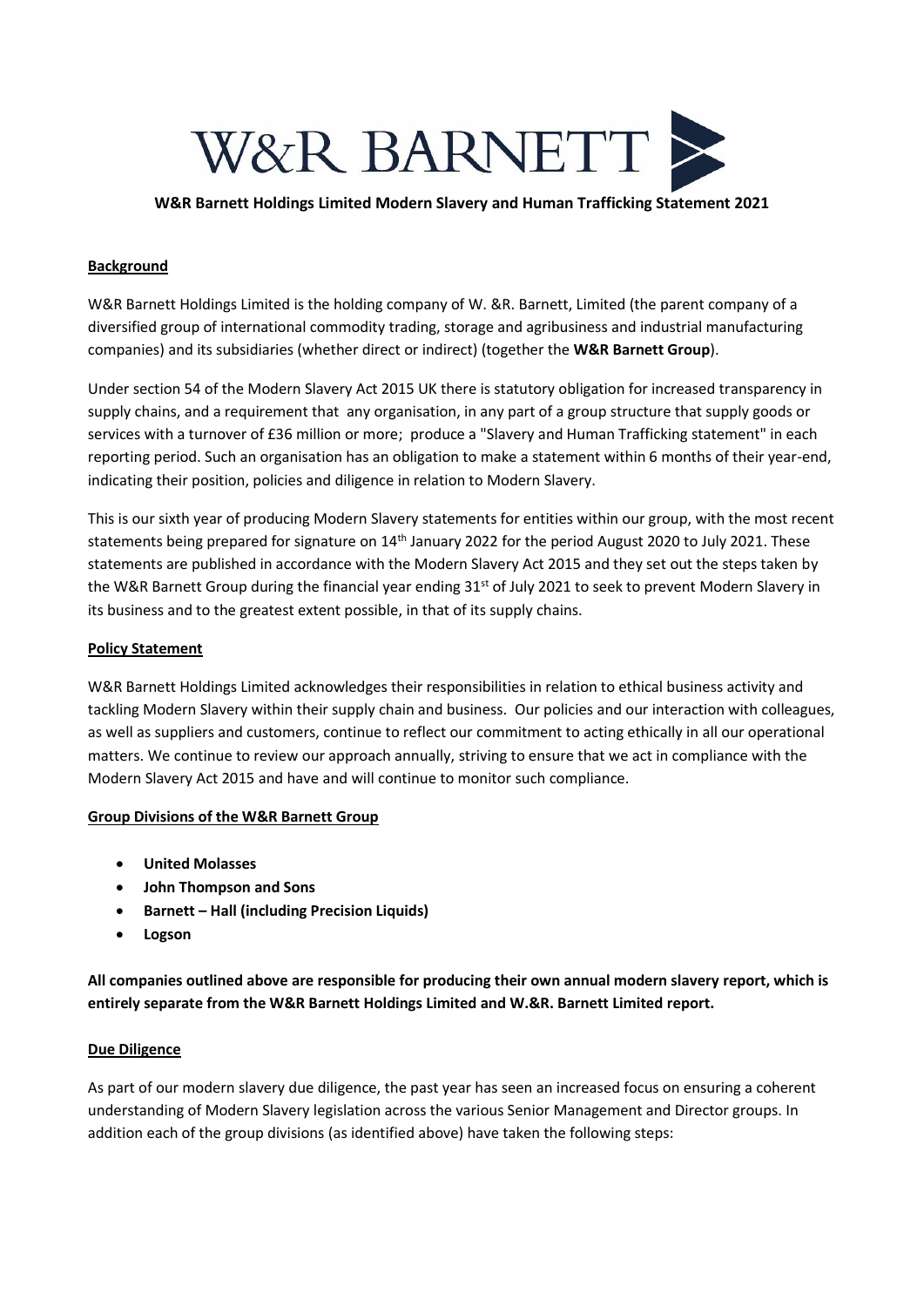# W&R BARNETT

**W&R Barnett Holdings Limited Modern Slavery and Human Trafficking Statement 2021**

## Background

W&R Barnett Holdings Limited is the holding company of W. &R. Barnett, Limited (the parent company of a diversified group of international commodity trading, storage and agribusiness and industrial manufacturing companies) and its subsidiaries (whether direct or indirect) (together the **W&R Barnett Group**).

Under section 54 of the Modern Slavery Act 2015 UK there is statutory obligation for increased transparency in supply chains, and a requirement that any organisation, in any part of a group structure that supply goods or services with a turnover of £36 million or more; produce a "Slavery and Human Trafficking statement" in each reporting period. Such an organisation has an obligation to make a statement within 6 months of their year-end, indicating their position, policies and diligence in relation to Modern Slavery.

This is our sixth year of producing Modern Slavery statements for entities within our group, with the most recent statements being prepared for signature on 14th January 2022 for the period August 2020 to July 2021. These statements are published in accordance with the Modern Slavery Act 2015 and they set out the steps taken by the W&R Barnett Group during the financial year ending 31st of July 2021 to seek to prevent Modern Slavery in its business and to the greatest extent possible, in that of its supply chains.

## Policy Statement

W&R Barnett Holdings Limited acknowledges their responsibilities in relation to ethical business activity and tackling Modern Slavery within their supply chain and business. Our policies and our interaction with colleagues, as well as suppliers and customers, continue to reflect our commitment to acting ethically in all our operational matters. We continue to review our approach annually, striving to ensure that we act in compliance with the Modern Slavery Act 2015 and have and will continue to monitor such compliance.

## Group Divisions of the W&R Barnett Group

- **United Molasses**
- **John Thompson and Sons**
- **Barnett – Hall (including Precision Liquids)**
- **Logson**

**All companies outlined above are responsible for producing their own annual modern slavery report, which is entirely separate from the W&R Barnett Holdings Limited and W.&R. Barnett Limited report.**

## Due Diligence

As part of our modern slavery due diligence, the past year has seen an increased focus on ensuring a coherent understanding of Modern Slavery legislation across the various Senior Management and Director groups. In addition each of the group divisions (as identified above) have taken the following steps: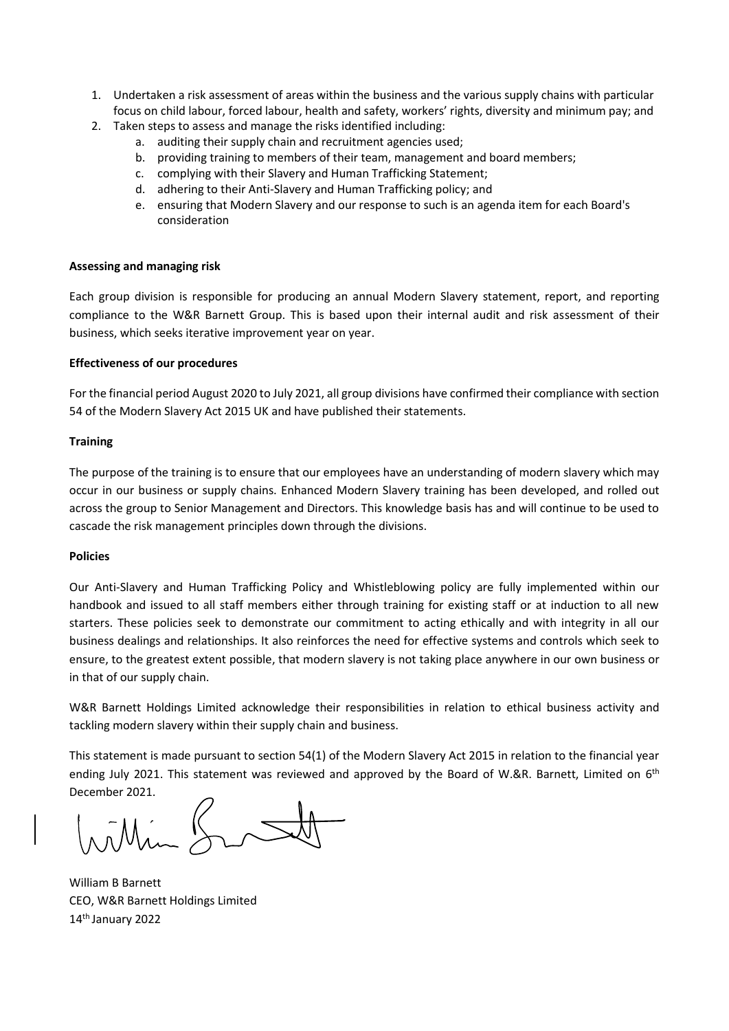1. Undertaken a risk assessment of areas within the business and the various supply chains with particular focus on child labour, forced labour, health and safety, workers' rights, diversity and minimum pay; and
2. Taken steps to assess and manage the risks identified including:
    a. auditing their supply chain and recruitment agencies used;
    b. providing training to members of their team, management and board members;
    c. complying with their Slavery and Human Trafficking Statement;
    d. adhering to their Anti-Slavery and Human Trafficking policy; and
    e. ensuring that Modern Slavery and our response to such is an agenda item for each Board's consideration

**Assessing and managing risk**

Each group division is responsible for producing an annual Modern Slavery statement, report, and reporting compliance to the W&R Barnett Group. This is based upon their internal audit and risk assessment of their business, which seeks iterative improvement year on year.

**Effectiveness of our procedures**

For the financial period August 2020 to July 2021, all group divisions have confirmed their compliance with section 54 of the Modern Slavery Act 2015 UK and have published their statements.

**Training**

The purpose of the training is to ensure that our employees have an understanding of modern slavery which may occur in our business or supply chains. Enhanced Modern Slavery training has been developed, and rolled out across the group to Senior Management and Directors. This knowledge basis has and will continue to be used to cascade the risk management principles down through the divisions.

**Policies**

Our Anti-Slavery and Human Trafficking Policy and Whistleblowing policy are fully implemented within our handbook and issued to all staff members either through training for existing staff or at induction to all new starters. These policies seek to demonstrate our commitment to acting ethically and with integrity in all our business dealings and relationships. It also reinforces the need for effective systems and controls which seek to ensure, to the greatest extent possible, that modern slavery is not taking place anywhere in our own business or in that of our supply chain.

W&R Barnett Holdings Limited acknowledge their responsibilities in relation to ethical business activity and tackling modern slavery within their supply chain and business.

This statement is made pursuant to section 54(1) of the Modern Slavery Act 2015 in relation to the financial year ending July 2021. This statement was reviewed and approved by the Board of W.&R. Barnett, Limited on 6th December 2021.

William B Barnett
CEO, W&R Barnett Holdings Limited
14th January 2022